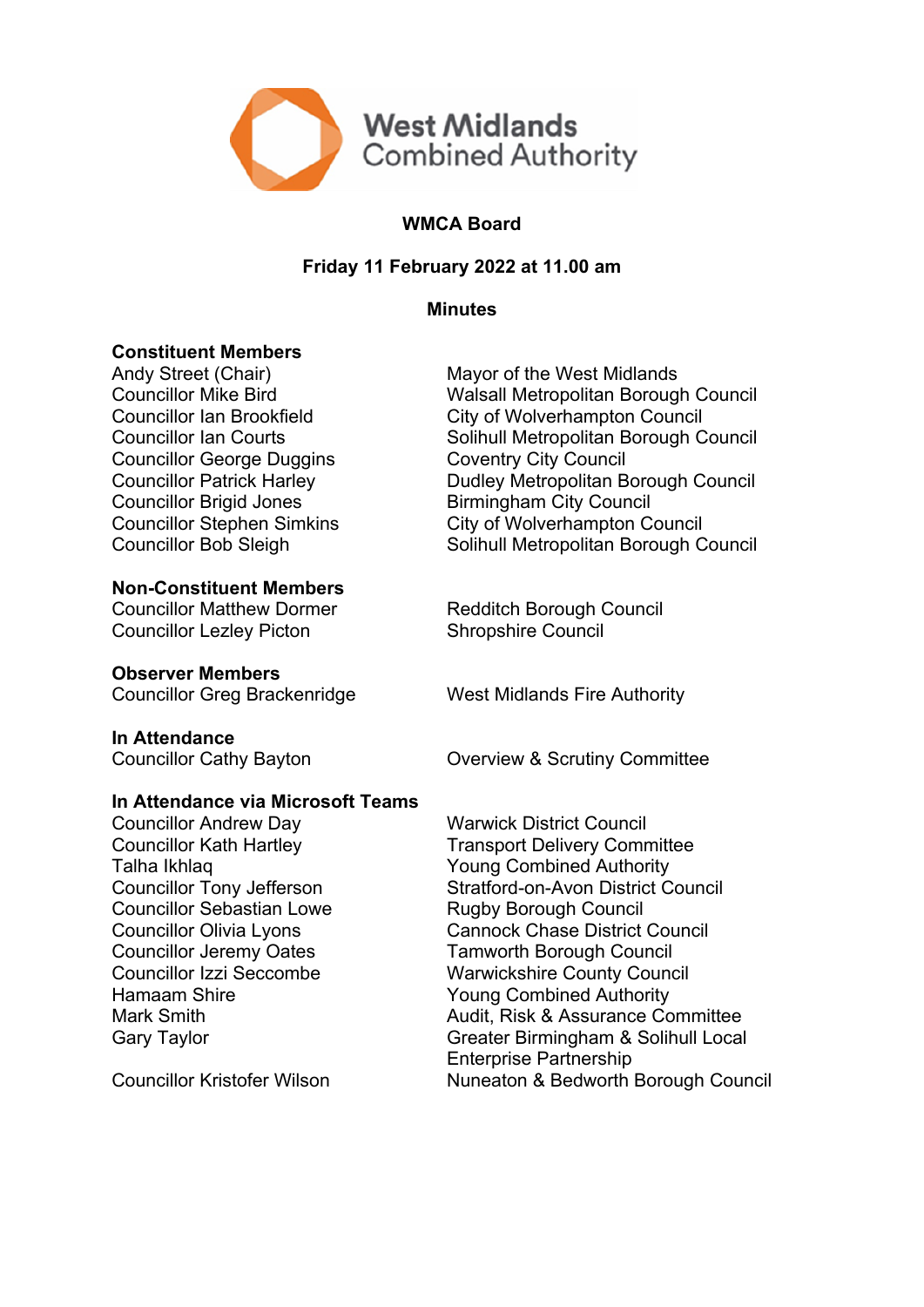# WMCA Board

## Friday 11 February 2022 at 11.00 am

## Minutes

**Constituent Members**

| | |
|---|---|
| Andy Street (Chair) | Mayor of the West Midlands |
| Councillor Mike Bird | Walsall Metropolitan Borough Council |
| Councillor Ian Brookfield | City of Wolverhampton Council |
| Councillor Ian Courts | Solihull Metropolitan Borough Council |
| Councillor George Duggins | Coventry City Council |
| Councillor Patrick Harley | Dudley Metropolitan Borough Council |
| Councillor Brigid Jones | Birmingham City Council |
| Councillor Stephen Simkins | City of Wolverhampton Council |
| Councillor Bob Sleigh | Solihull Metropolitan Borough Council |

**Non-Constituent Members**

| | |
|---|---|
| Councillor Matthew Dormer | Redditch Borough Council |
| Councillor Lezley Picton | Shropshire Council |

**Observer Members**

| | |
|---|---|
| Councillor Greg Brackenridge | West Midlands Fire Authority |

**In Attendance**

| | |
|---|---|
| Councillor Cathy Bayton | Overview & Scrutiny Committee |

**In Attendance via Microsoft Teams**

| | |
|---|---|
| Councillor Andrew Day | Warwick District Council |
| Councillor Kath Hartley | Transport Delivery Committee |
| Talha Ikhlaq | Young Combined Authority |
| Councillor Tony Jefferson | Stratford-on-Avon District Council |
| Councillor Sebastian Lowe | Rugby Borough Council |
| Councillor Olivia Lyons | Cannock Chase District Council |
| Councillor Jeremy Oates | Tamworth Borough Council |
| Councillor Izzi Seccombe | Warwickshire County Council |
| Hamaam Shire | Young Combined Authority |
| Mark Smith | Audit, Risk & Assurance Committee |
| Gary Taylor | Greater Birmingham & Solihull Local Enterprise Partnership |
| Councillor Kristofer Wilson | Nuneaton & Bedworth Borough Council |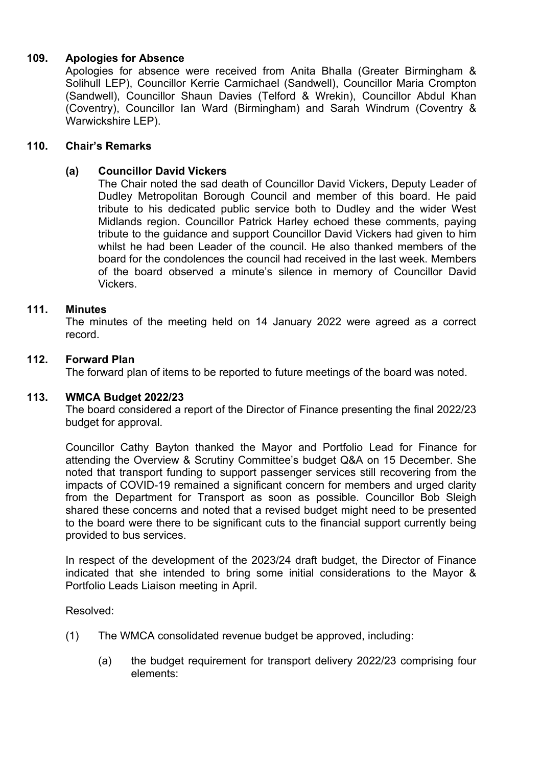### 109. Apologies for Absence

Apologies for absence were received from Anita Bhalla (Greater Birmingham & Solihull LEP), Councillor Kerrie Carmichael (Sandwell), Councillor Maria Crompton (Sandwell), Councillor Shaun Davies (Telford & Wrekin), Councillor Abdul Khan (Coventry), Councillor Ian Ward (Birmingham) and Sarah Windrum (Coventry & Warwickshire LEP).

### 110. Chair's Remarks

#### (a) Councillor David Vickers

The Chair noted the sad death of Councillor David Vickers, Deputy Leader of Dudley Metropolitan Borough Council and member of this board. He paid tribute to his dedicated public service both to Dudley and the wider West Midlands region. Councillor Patrick Harley echoed these comments, paying tribute to the guidance and support Councillor David Vickers had given to him whilst he had been Leader of the council. He also thanked members of the board for the condolences the council had received in the last week. Members of the board observed a minute's silence in memory of Councillor David Vickers.

### 111. Minutes

The minutes of the meeting held on 14 January 2022 were agreed as a correct record.

### 112. Forward Plan

The forward plan of items to be reported to future meetings of the board was noted.

### 113. WMCA Budget 2022/23

The board considered a report of the Director of Finance presenting the final 2022/23 budget for approval.

Councillor Cathy Bayton thanked the Mayor and Portfolio Lead for Finance for attending the Overview & Scrutiny Committee's budget Q&A on 15 December. She noted that transport funding to support passenger services still recovering from the impacts of COVID-19 remained a significant concern for members and urged clarity from the Department for Transport as soon as possible. Councillor Bob Sleigh shared these concerns and noted that a revised budget might need to be presented to the board were there to be significant cuts to the financial support currently being provided to bus services.

In respect of the development of the 2023/24 draft budget, the Director of Finance indicated that she intended to bring some initial considerations to the Mayor & Portfolio Leads Liaison meeting in April.

Resolved:

(1) The WMCA consolidated revenue budget be approved, including:

(a) the budget requirement for transport delivery 2022/23 comprising four elements: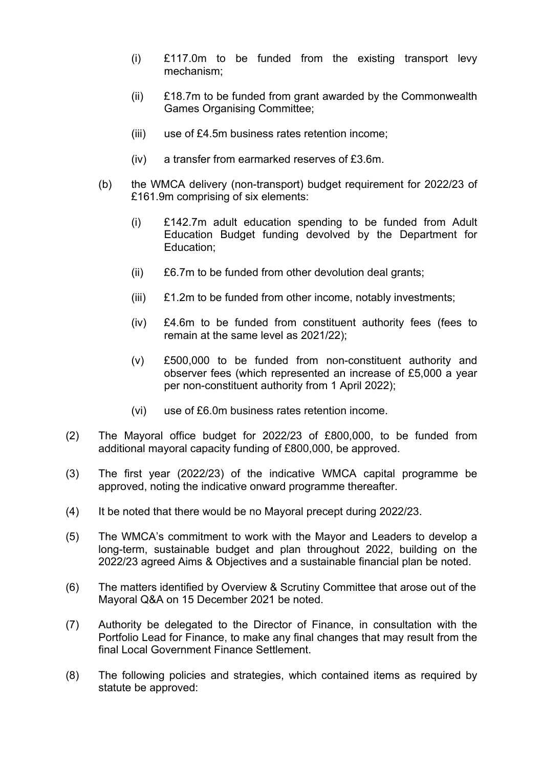(i) £117.0m to be funded from the existing transport levy mechanism;

(ii) £18.7m to be funded from grant awarded by the Commonwealth Games Organising Committee;

(iii) use of £4.5m business rates retention income;

(iv) a transfer from earmarked reserves of £3.6m.

(b) the WMCA delivery (non-transport) budget requirement for 2022/23 of £161.9m comprising of six elements:

(i) £142.7m adult education spending to be funded from Adult Education Budget funding devolved by the Department for Education;

(ii) £6.7m to be funded from other devolution deal grants;

(iii) £1.2m to be funded from other income, notably investments;

(iv) £4.6m to be funded from constituent authority fees (fees to remain at the same level as 2021/22);

(v) £500,000 to be funded from non-constituent authority and observer fees (which represented an increase of £5,000 a year per non-constituent authority from 1 April 2022);

(vi) use of £6.0m business rates retention income.

(2) The Mayoral office budget for 2022/23 of £800,000, to be funded from additional mayoral capacity funding of £800,000, be approved.

(3) The first year (2022/23) of the indicative WMCA capital programme be approved, noting the indicative onward programme thereafter.

(4) It be noted that there would be no Mayoral precept during 2022/23.

(5) The WMCA's commitment to work with the Mayor and Leaders to develop a long-term, sustainable budget and plan throughout 2022, building on the 2022/23 agreed Aims & Objectives and a sustainable financial plan be noted.

(6) The matters identified by Overview & Scrutiny Committee that arose out of the Mayoral Q&A on 15 December 2021 be noted.

(7) Authority be delegated to the Director of Finance, in consultation with the Portfolio Lead for Finance, to make any final changes that may result from the final Local Government Finance Settlement.

(8) The following policies and strategies, which contained items as required by statute be approved: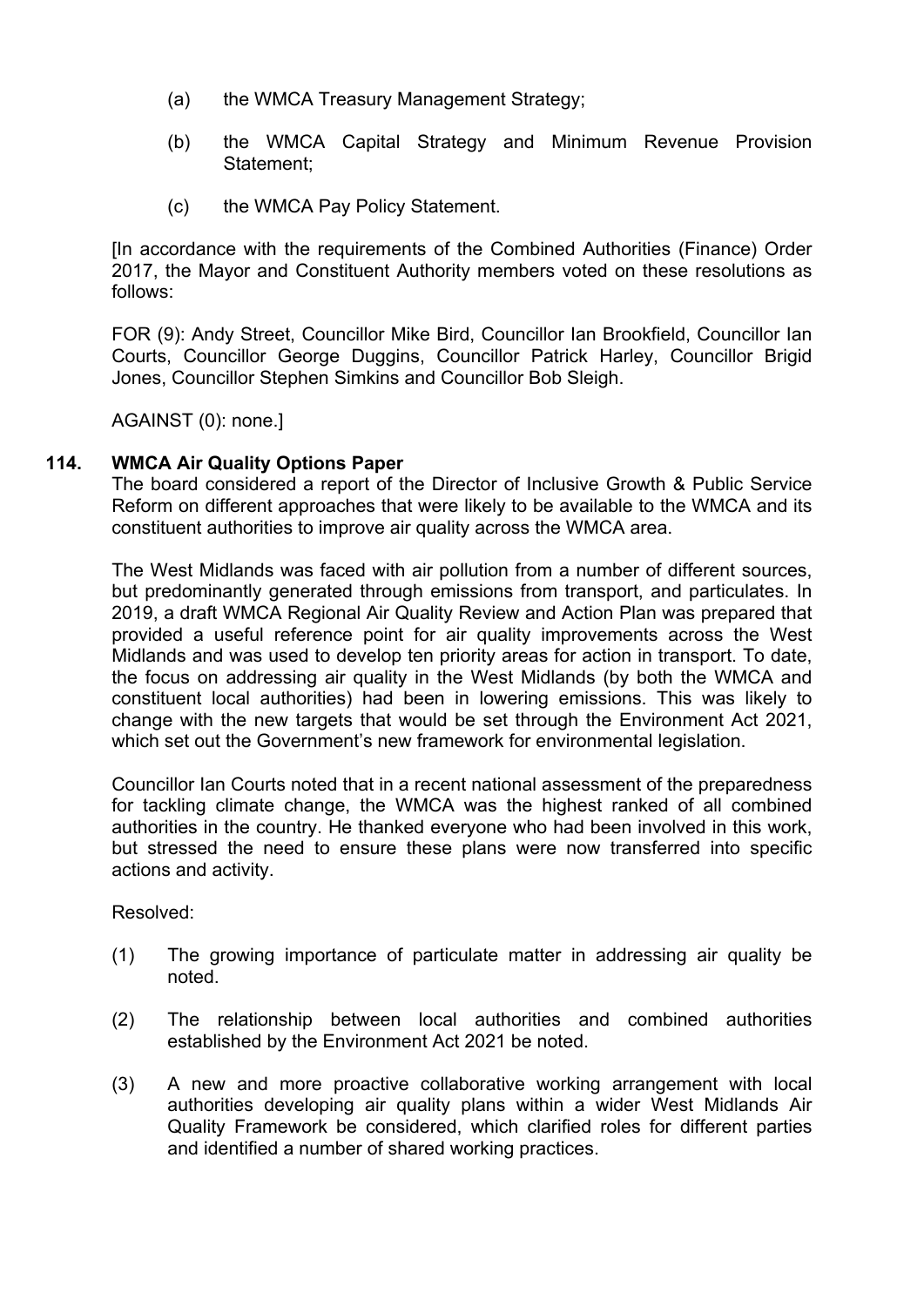(a) the WMCA Treasury Management Strategy;

(b) the WMCA Capital Strategy and Minimum Revenue Provision Statement;

(c) the WMCA Pay Policy Statement.

[In accordance with the requirements of the Combined Authorities (Finance) Order 2017, the Mayor and Constituent Authority members voted on these resolutions as follows:

FOR (9): Andy Street, Councillor Mike Bird, Councillor Ian Brookfield, Councillor Ian Courts, Councillor George Duggins, Councillor Patrick Harley, Councillor Brigid Jones, Councillor Stephen Simkins and Councillor Bob Sleigh.

AGAINST (0): none.]

**114. WMCA Air Quality Options Paper**

The board considered a report of the Director of Inclusive Growth & Public Service Reform on different approaches that were likely to be available to the WMCA and its constituent authorities to improve air quality across the WMCA area.

The West Midlands was faced with air pollution from a number of different sources, but predominantly generated through emissions from transport, and particulates. In 2019, a draft WMCA Regional Air Quality Review and Action Plan was prepared that provided a useful reference point for air quality improvements across the West Midlands and was used to develop ten priority areas for action in transport. To date, the focus on addressing air quality in the West Midlands (by both the WMCA and constituent local authorities) had been in lowering emissions. This was likely to change with the new targets that would be set through the Environment Act 2021, which set out the Government's new framework for environmental legislation.

Councillor Ian Courts noted that in a recent national assessment of the preparedness for tackling climate change, the WMCA was the highest ranked of all combined authorities in the country. He thanked everyone who had been involved in this work, but stressed the need to ensure these plans were now transferred into specific actions and activity.

Resolved:

(1) The growing importance of particulate matter in addressing air quality be noted.

(2) The relationship between local authorities and combined authorities established by the Environment Act 2021 be noted.

(3) A new and more proactive collaborative working arrangement with local authorities developing air quality plans within a wider West Midlands Air Quality Framework be considered, which clarified roles for different parties and identified a number of shared working practices.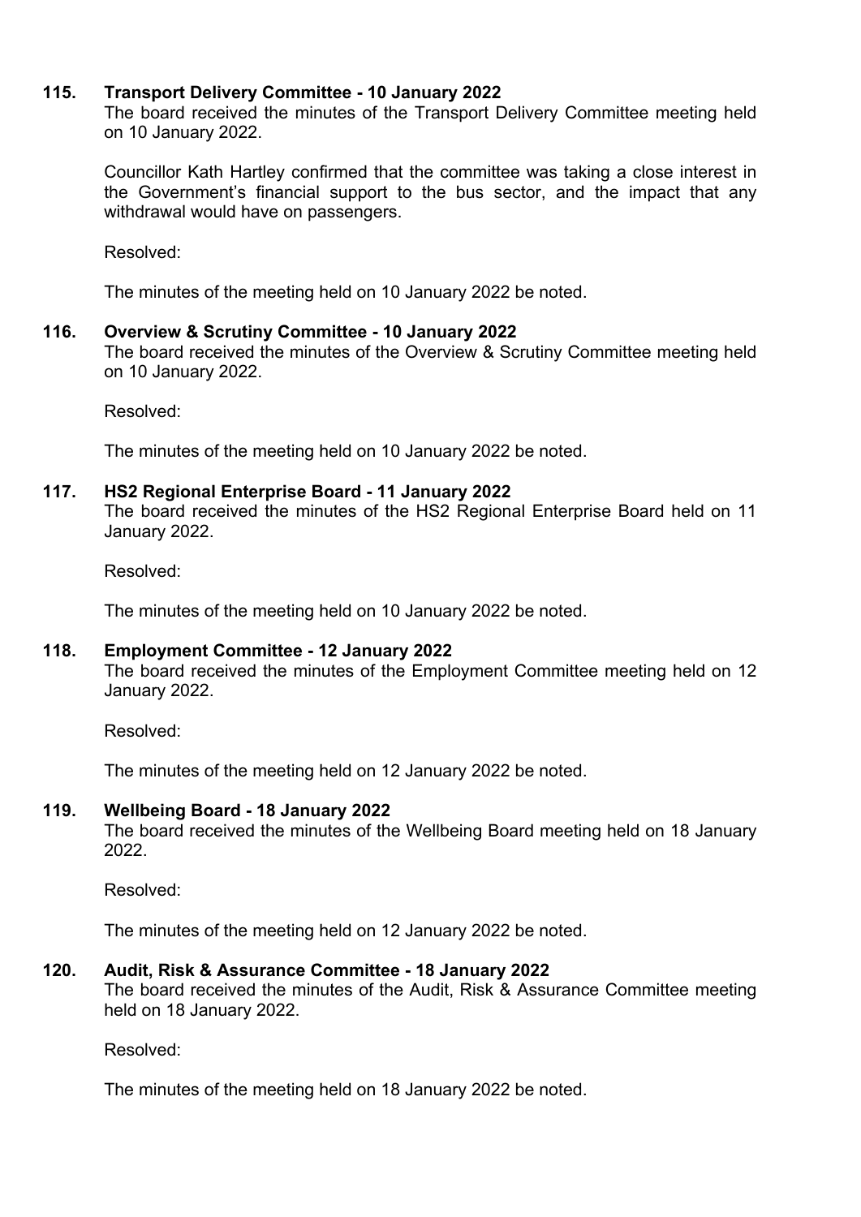### 115. Transport Delivery Committee - 10 January 2022

The board received the minutes of the Transport Delivery Committee meeting held on 10 January 2022.

Councillor Kath Hartley confirmed that the committee was taking a close interest in the Government's financial support to the bus sector, and the impact that any withdrawal would have on passengers.

Resolved:

The minutes of the meeting held on 10 January 2022 be noted.

### 116. Overview & Scrutiny Committee - 10 January 2022

The board received the minutes of the Overview & Scrutiny Committee meeting held on 10 January 2022.

Resolved:

The minutes of the meeting held on 10 January 2022 be noted.

### 117. HS2 Regional Enterprise Board - 11 January 2022

The board received the minutes of the HS2 Regional Enterprise Board held on 11 January 2022.

Resolved:

The minutes of the meeting held on 10 January 2022 be noted.

### 118. Employment Committee - 12 January 2022

The board received the minutes of the Employment Committee meeting held on 12 January 2022.

Resolved:

The minutes of the meeting held on 12 January 2022 be noted.

### 119. Wellbeing Board - 18 January 2022

The board received the minutes of the Wellbeing Board meeting held on 18 January 2022.

Resolved:

The minutes of the meeting held on 12 January 2022 be noted.

### 120. Audit, Risk & Assurance Committee - 18 January 2022

The board received the minutes of the Audit, Risk & Assurance Committee meeting held on 18 January 2022.

Resolved:

The minutes of the meeting held on 18 January 2022 be noted.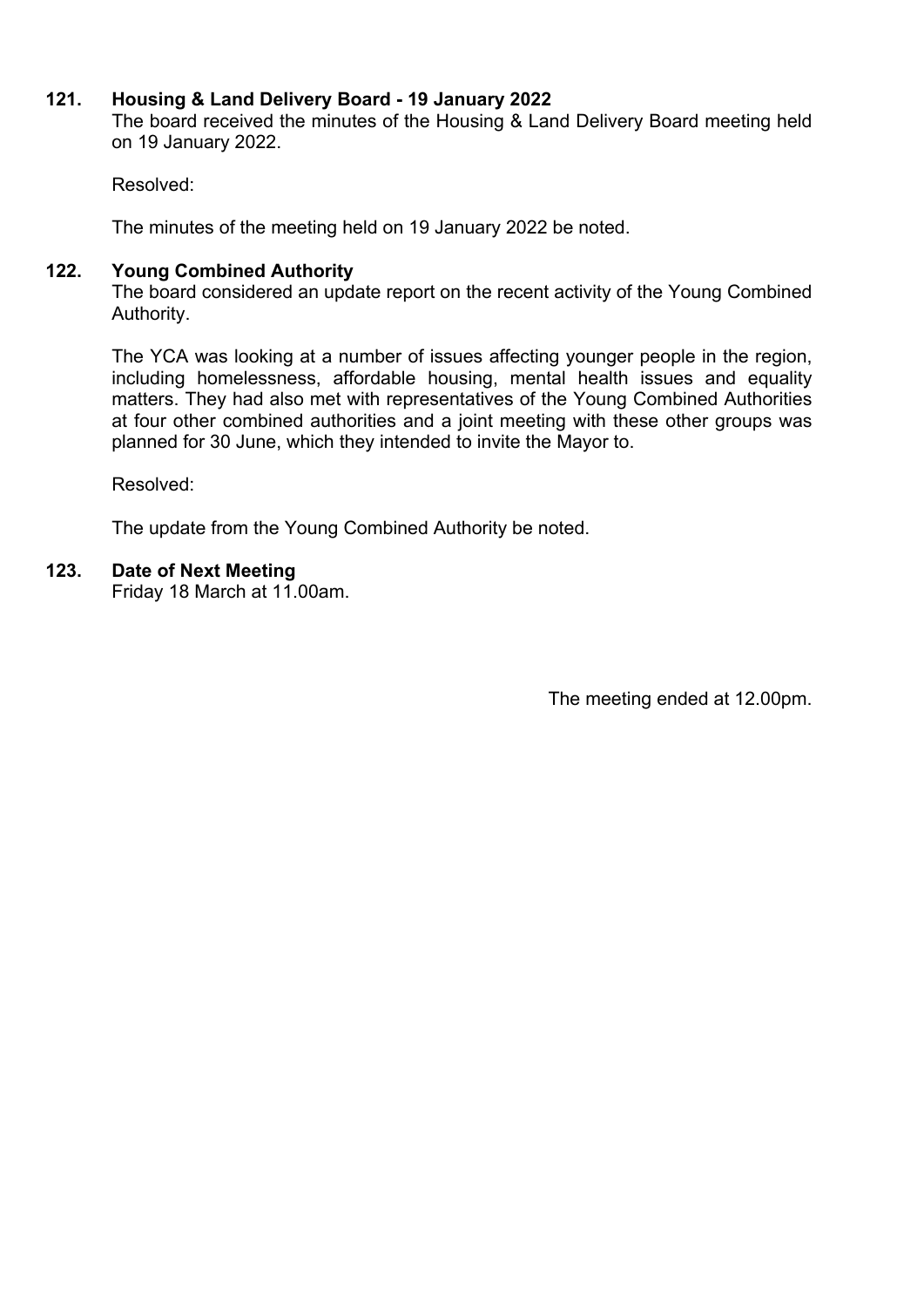**121. Housing & Land Delivery Board - 19 January 2022**

The board received the minutes of the Housing & Land Delivery Board meeting held on 19 January 2022.

Resolved:

The minutes of the meeting held on 19 January 2022 be noted.

**122. Young Combined Authority**

The board considered an update report on the recent activity of the Young Combined Authority.

The YCA was looking at a number of issues affecting younger people in the region, including homelessness, affordable housing, mental health issues and equality matters. They had also met with representatives of the Young Combined Authorities at four other combined authorities and a joint meeting with these other groups was planned for 30 June, which they intended to invite the Mayor to.

Resolved:

The update from the Young Combined Authority be noted.

**123. Date of Next Meeting**

Friday 18 March at 11.00am.

The meeting ended at 12.00pm.